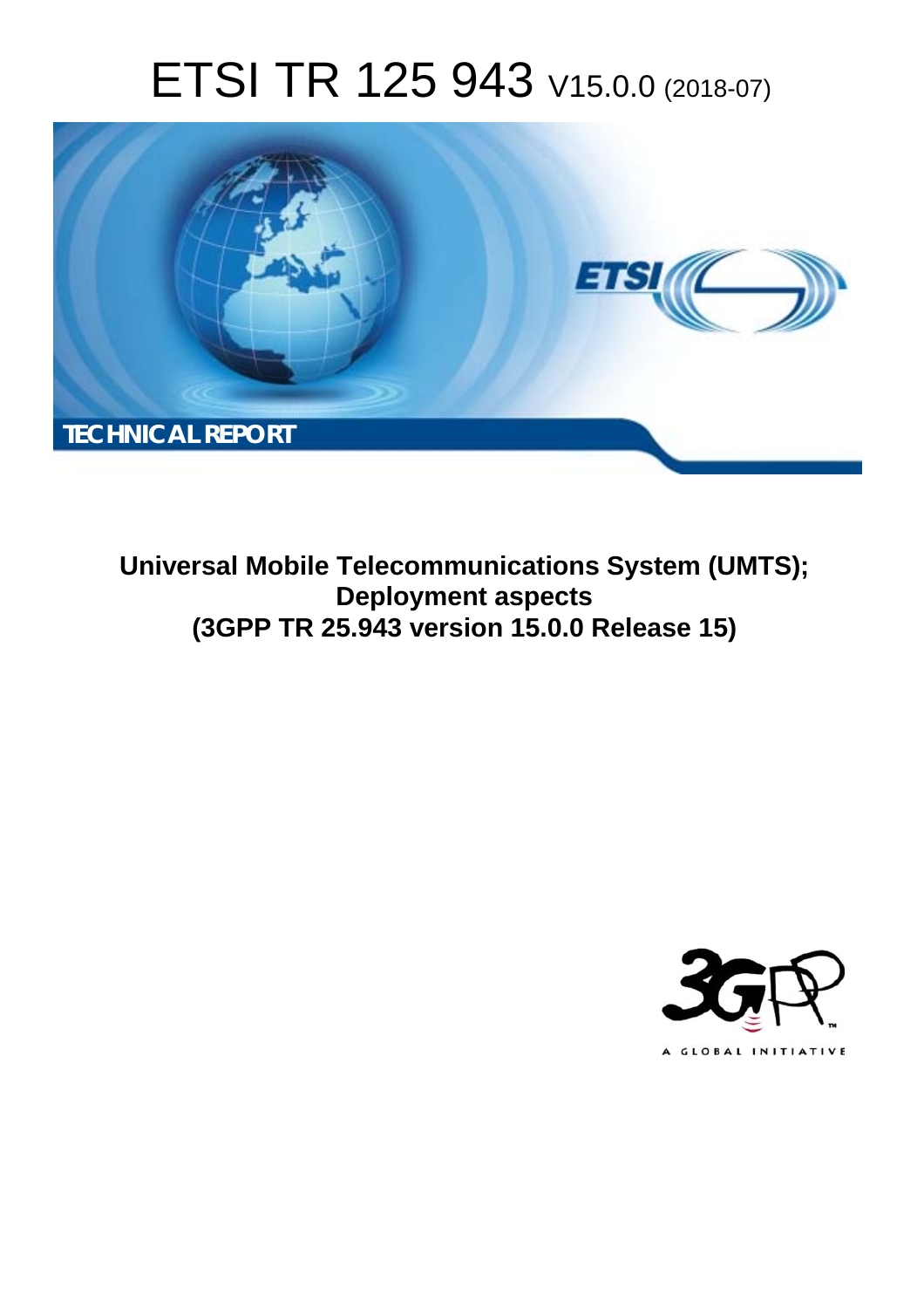# ETSI TR 125 943 V15.0.0 (2018-07)

**TECHNICAL REPORT**

**Universal Mobile Telecommunications System (UMTS); Deployment aspects (3GPP TR 25.943 version 15.0.0 Release 15)**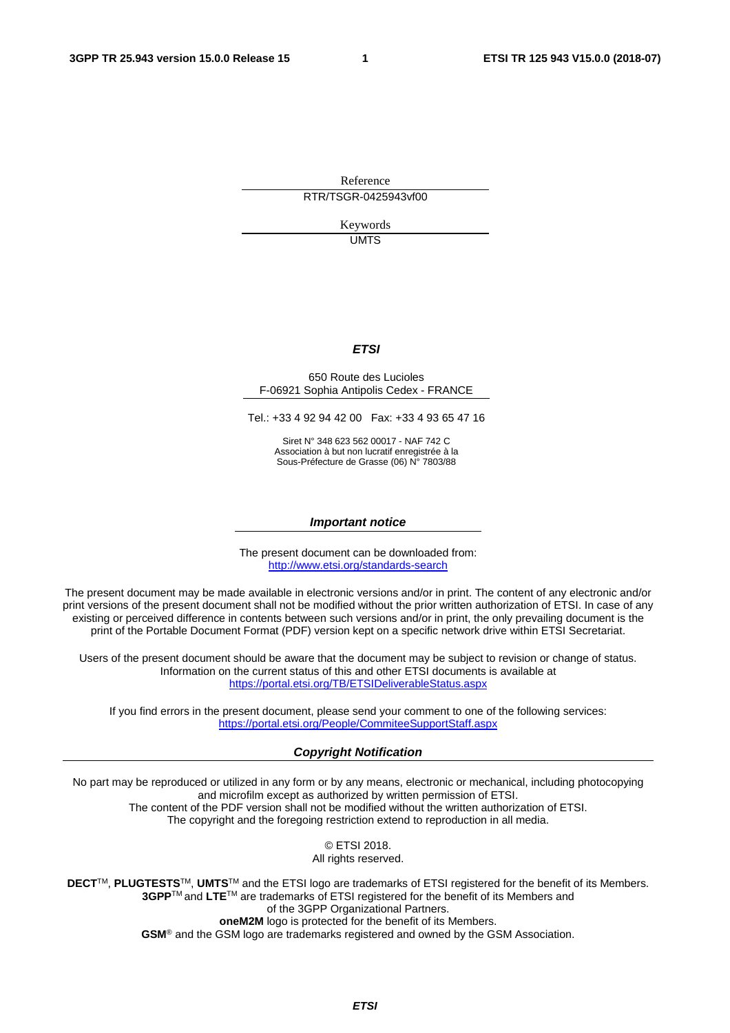Reference

RTR/TSGR-0425943vf00

Keywords

UMTS

***ETSI***

650 Route des Lucioles
F-06921 Sophia Antipolis Cedex - FRANCE

Tel.: +33 4 92 94 42 00 Fax: +33 4 93 65 47 16

Siret N° 348 623 562 00017 - NAF 742 C
Association à but non lucratif enregistrée à la
Sous-Préfecture de Grasse (06) N° 7803/88

***Important notice***

The present document can be downloaded from:
http://www.etsi.org/standards-search

The present document may be made available in electronic versions and/or in print. The content of any electronic and/or print versions of the present document shall not be modified without the prior written authorization of ETSI. In case of any existing or perceived difference in contents between such versions and/or in print, the only prevailing document is the print of the Portable Document Format (PDF) version kept on a specific network drive within ETSI Secretariat.

Users of the present document should be aware that the document may be subject to revision or change of status. Information on the current status of this and other ETSI documents is available at
https://portal.etsi.org/TB/ETSIDeliverableStatus.aspx

If you find errors in the present document, please send your comment to one of the following services:
https://portal.etsi.org/People/CommiteeSupportStaff.aspx

***Copyright Notification***

No part may be reproduced or utilized in any form or by any means, electronic or mechanical, including photocopying and microfilm except as authorized by written permission of ETSI.
The content of the PDF version shall not be modified without the written authorization of ETSI.
The copyright and the foregoing restriction extend to reproduction in all media.

© ETSI 2018.
All rights reserved.

**DECT**TM, **PLUGTESTS**TM, **UMTS**TM and the ETSI logo are trademarks of ETSI registered for the benefit of its Members.
**3GPP**TM and **LTE**TM are trademarks of ETSI registered for the benefit of its Members and of the 3GPP Organizational Partners.
**oneM2M** logo is protected for the benefit of its Members.
**GSM**® and the GSM logo are trademarks registered and owned by the GSM Association.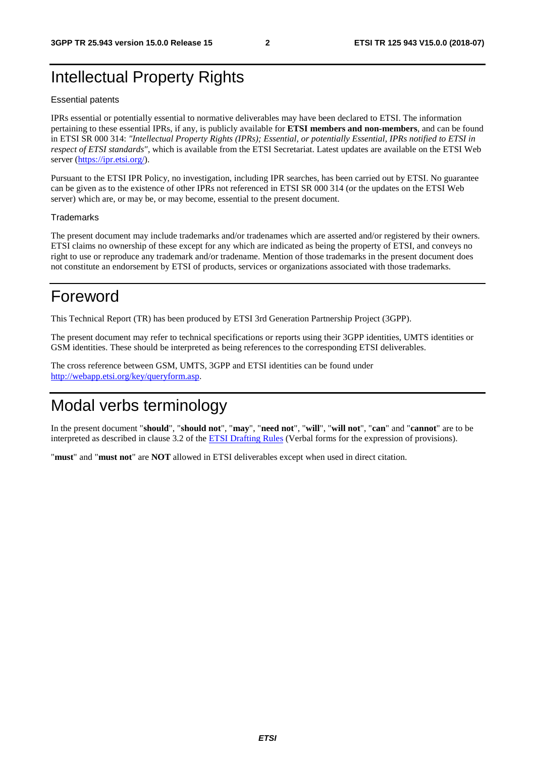# Intellectual Property Rights

Essential patents

IPRs essential or potentially essential to normative deliverables may have been declared to ETSI. The information pertaining to these essential IPRs, if any, is publicly available for **ETSI members and non-members**, and can be found in ETSI SR 000 314: *"Intellectual Property Rights (IPRs); Essential, or potentially Essential, IPRs notified to ETSI in respect of ETSI standards"*, which is available from the ETSI Secretariat. Latest updates are available on the ETSI Web server (https://ipr.etsi.org/).

Pursuant to the ETSI IPR Policy, no investigation, including IPR searches, has been carried out by ETSI. No guarantee can be given as to the existence of other IPRs not referenced in ETSI SR 000 314 (or the updates on the ETSI Web server) which are, or may be, or may become, essential to the present document.

Trademarks

The present document may include trademarks and/or tradenames which are asserted and/or registered by their owners. ETSI claims no ownership of these except for any which are indicated as being the property of ETSI, and conveys no right to use or reproduce any trademark and/or tradename. Mention of those trademarks in the present document does not constitute an endorsement by ETSI of products, services or organizations associated with those trademarks.

# Foreword

This Technical Report (TR) has been produced by ETSI 3rd Generation Partnership Project (3GPP).

The present document may refer to technical specifications or reports using their 3GPP identities, UMTS identities or GSM identities. These should be interpreted as being references to the corresponding ETSI deliverables.

The cross reference between GSM, UMTS, 3GPP and ETSI identities can be found under http://webapp.etsi.org/key/queryform.asp.

# Modal verbs terminology

In the present document "**should**", "**should not**", "**may**", "**need not**", "**will**", "**will not**", "**can**" and "**cannot**" are to be interpreted as described in clause 3.2 of the ETSI Drafting Rules (Verbal forms for the expression of provisions).

"**must**" and "**must not**" are **NOT** allowed in ETSI deliverables except when used in direct citation.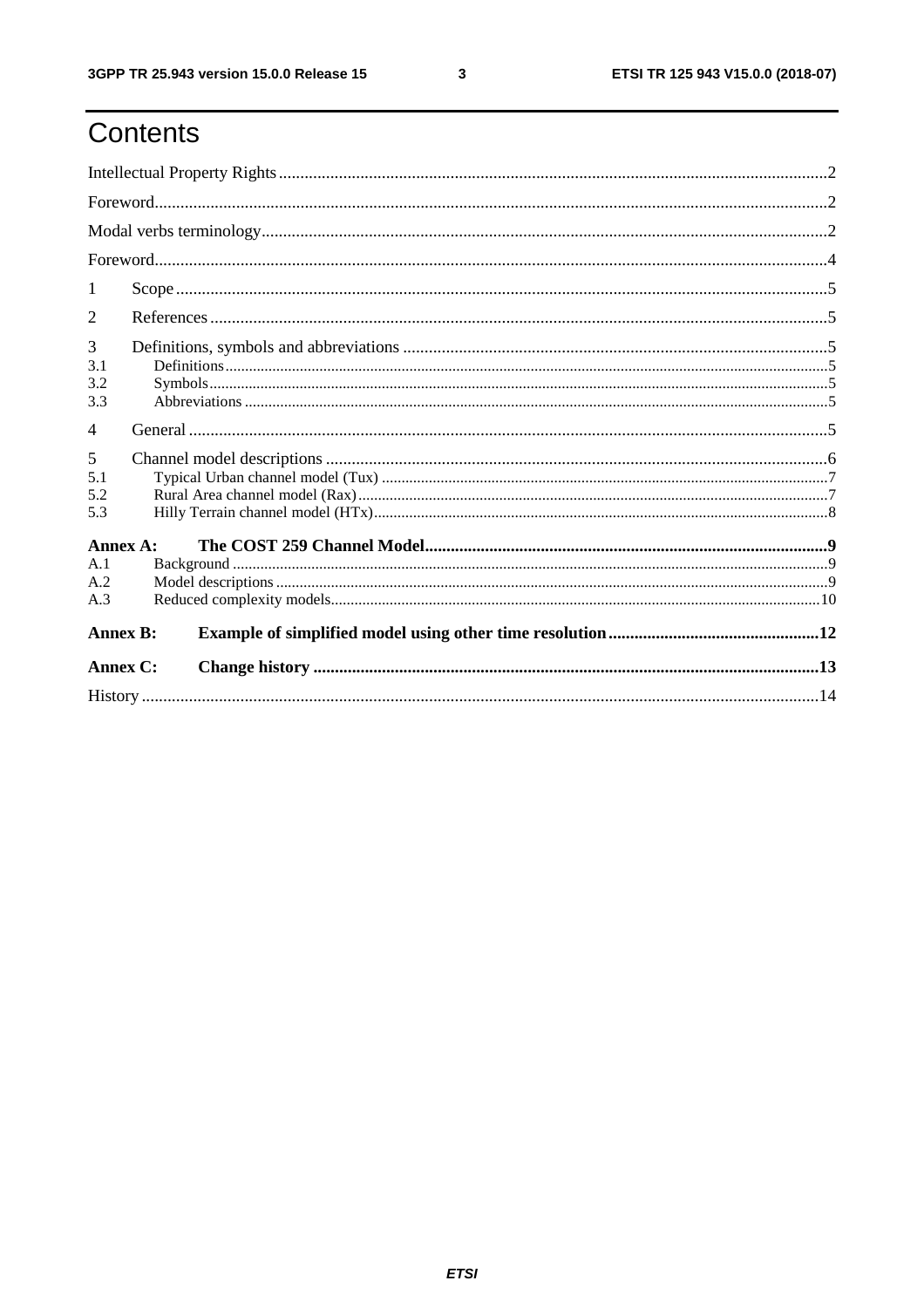# Contents

Intellectual Property Rights ..........2

Foreword..........2

Modal verbs terminology..........2

Foreword..........4

1 Scope..........5

2 References..........5

3 Definitions, symbols and abbreviations..........5

3.1 Definitions..........5

3.2 Symbols..........5

3.3 Abbreviations..........5

4 General..........5

5 Channel model descriptions..........6

5.1 Typical Urban channel model (Tux)..........7

5.2 Rural Area channel model (Rax)..........7

5.3 Hilly Terrain channel model (HTx)..........8

**Annex A: The COST 259 Channel Model..........9**

A.1 Background..........9

A.2 Model descriptions..........9

A.3 Reduced complexity models..........10

**Annex B: Example of simplified model using other time resolution..........12**

**Annex C: Change history..........13**

History..........14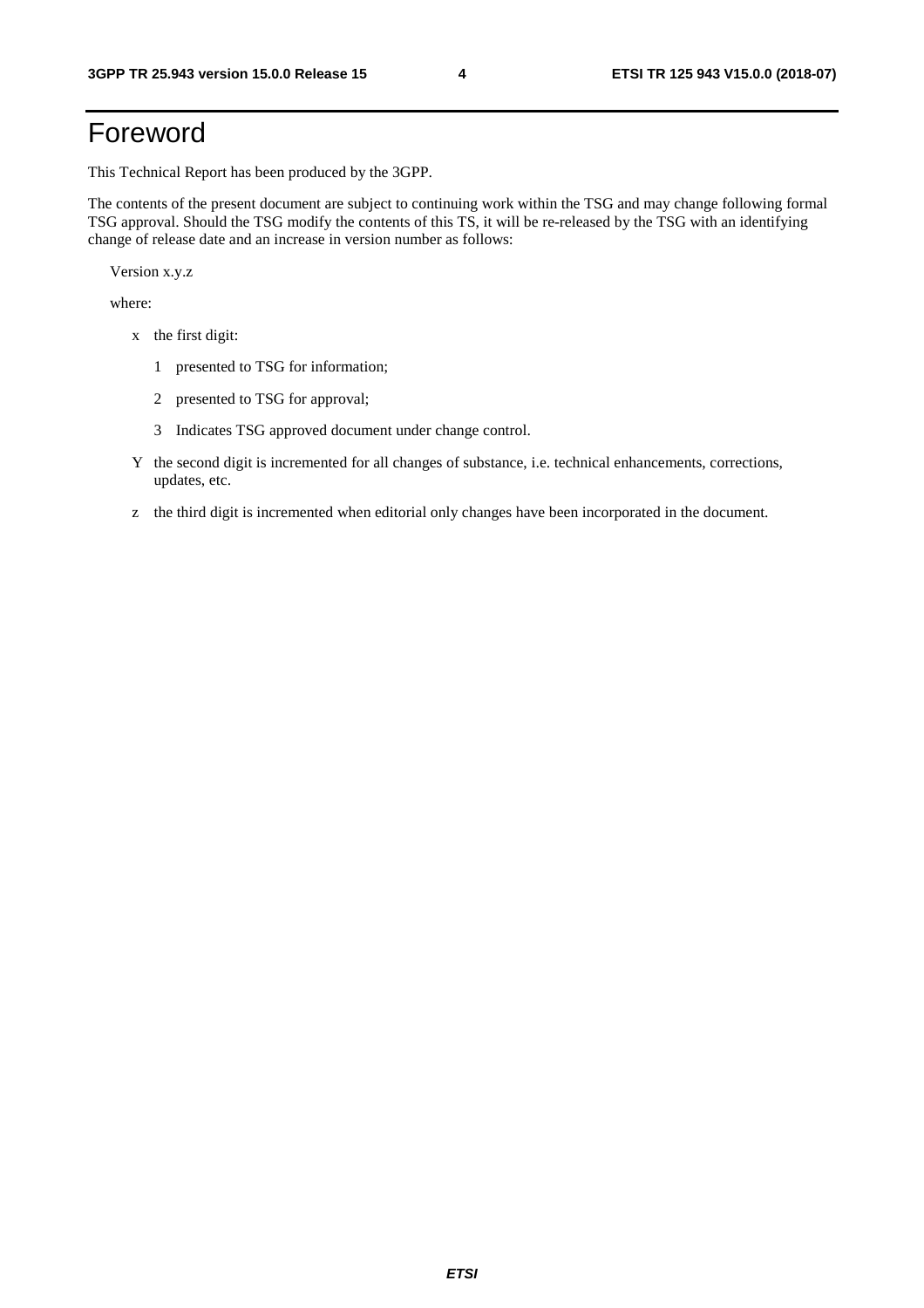# Foreword

This Technical Report has been produced by the 3GPP.

The contents of the present document are subject to continuing work within the TSG and may change following formal TSG approval. Should the TSG modify the contents of this TS, it will be re-released by the TSG with an identifying change of release date and an increase in version number as follows:

Version x.y.z

where:

- x the first digit:
  - 1 presented to TSG for information;
  - 2 presented to TSG for approval;
  - 3 Indicates TSG approved document under change control.
- Y the second digit is incremented for all changes of substance, i.e. technical enhancements, corrections, updates, etc.
- z the third digit is incremented when editorial only changes have been incorporated in the document.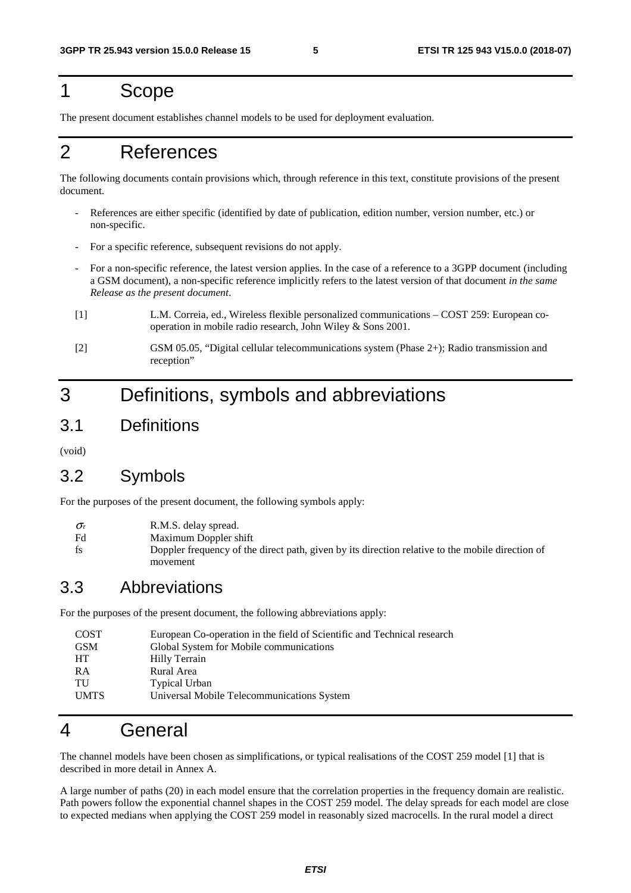# 1 Scope

The present document establishes channel models to be used for deployment evaluation.

# 2 References

The following documents contain provisions which, through reference in this text, constitute provisions of the present document.

- References are either specific (identified by date of publication, edition number, version number, etc.) or non-specific.
- For a specific reference, subsequent revisions do not apply.
- For a non-specific reference, the latest version applies. In the case of a reference to a 3GPP document (including a GSM document), a non-specific reference implicitly refers to the latest version of that document *in the same Release as the present document*.

[1] L.M. Correia, ed., Wireless flexible personalized communications – COST 259: European co-operation in mobile radio research, John Wiley & Sons 2001.

[2] GSM 05.05, "Digital cellular telecommunications system (Phase 2+); Radio transmission and reception"

# 3 Definitions, symbols and abbreviations

## 3.1 Definitions

(void)

## 3.2 Symbols

For the purposes of the present document, the following symbols apply:

| | |
|---|---|
| $\sigma_\tau$ | R.M.S. delay spread. |
| Fd | Maximum Doppler shift |
| fs | Doppler frequency of the direct path, given by its direction relative to the mobile direction of movement |

## 3.3 Abbreviations

For the purposes of the present document, the following abbreviations apply:

| | |
|---|---|
| COST | European Co-operation in the field of Scientific and Technical research |
| GSM | Global System for Mobile communications |
| HT | Hilly Terrain |
| RA | Rural Area |
| TU | Typical Urban |
| UMTS | Universal Mobile Telecommunications System |

# 4 General

The channel models have been chosen as simplifications, or typical realisations of the COST 259 model [1] that is described in more detail in Annex A.

A large number of paths (20) in each model ensure that the correlation properties in the frequency domain are realistic. Path powers follow the exponential channel shapes in the COST 259 model. The delay spreads for each model are close to expected medians when applying the COST 259 model in reasonably sized macrocells. In the rural model a direct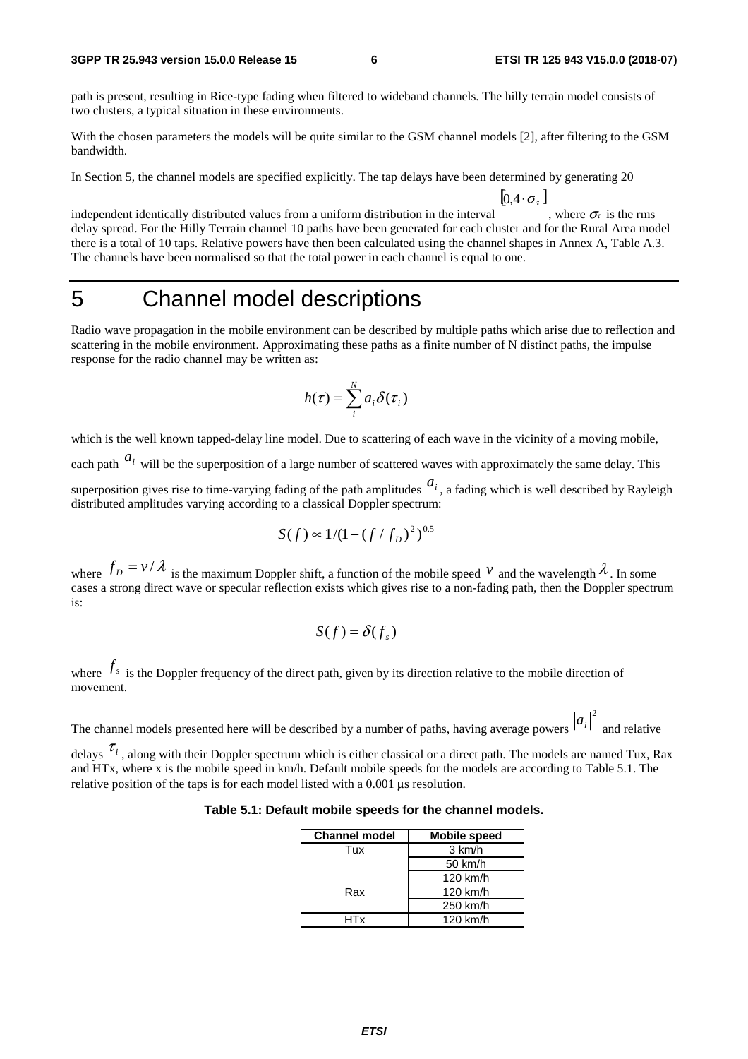path is present, resulting in Rice-type fading when filtered to wideband channels. The hilly terrain model consists of two clusters, a typical situation in these environments.

With the chosen parameters the models will be quite similar to the GSM channel models [2], after filtering to the GSM bandwidth.

In Section 5, the channel models are specified explicitly. The tap delays have been determined by generating 20 independent identically distributed values from a uniform distribution in the interval $[0,4 \cdot \sigma_\tau]$, where $\sigma_\tau$ is the rms delay spread. For the Hilly Terrain channel 10 paths have been generated for each cluster and for the Rural Area model there is a total of 10 taps. Relative powers have then been calculated using the channel shapes in Annex A, Table A.3. The channels have been normalised so that the total power in each channel is equal to one.

# 5 Channel model descriptions

Radio wave propagation in the mobile environment can be described by multiple paths which arise due to reflection and scattering in the mobile environment. Approximating these paths as a finite number of N distinct paths, the impulse response for the radio channel may be written as:

$$h(\tau) = \sum_{i}^{N} a_i \delta(\tau_i)$$

which is the well known tapped-delay line model. Due to scattering of each wave in the vicinity of a moving mobile, each path $a_i$ will be the superposition of a large number of scattered waves with approximately the same delay. This superposition gives rise to time-varying fading of the path amplitudes $a_i$, a fading which is well described by Rayleigh distributed amplitudes varying according to a classical Doppler spectrum:

$$S(f) \propto 1/(1-(f/f_D)^2)^{0.5}$$

where $f_D = v/\lambda$ is the maximum Doppler shift, a function of the mobile speed $v$ and the wavelength $\lambda$. In some cases a strong direct wave or specular reflection exists which gives rise to a non-fading path, then the Doppler spectrum is:

$$S(f) = \delta(f_s)$$

where $f_s$ is the Doppler frequency of the direct path, given by its direction relative to the mobile direction of movement.

The channel models presented here will be described by a number of paths, having average powers $|a_i|^2$ and relative delays $\tau_i$, along with their Doppler spectrum which is either classical or a direct path. The models are named Tux, Rax and HTx, where x is the mobile speed in km/h. Default mobile speeds for the models are according to Table 5.1. The relative position of the taps is for each model listed with a 0.001 µs resolution.

**Table 5.1: Default mobile speeds for the channel models.**

| Channel model | Mobile speed |
|---|---|
| Tux | 3 km/h |
| | 50 km/h |
| | 120 km/h |
| Rax | 120 km/h |
| | 250 km/h |
| HTx | 120 km/h |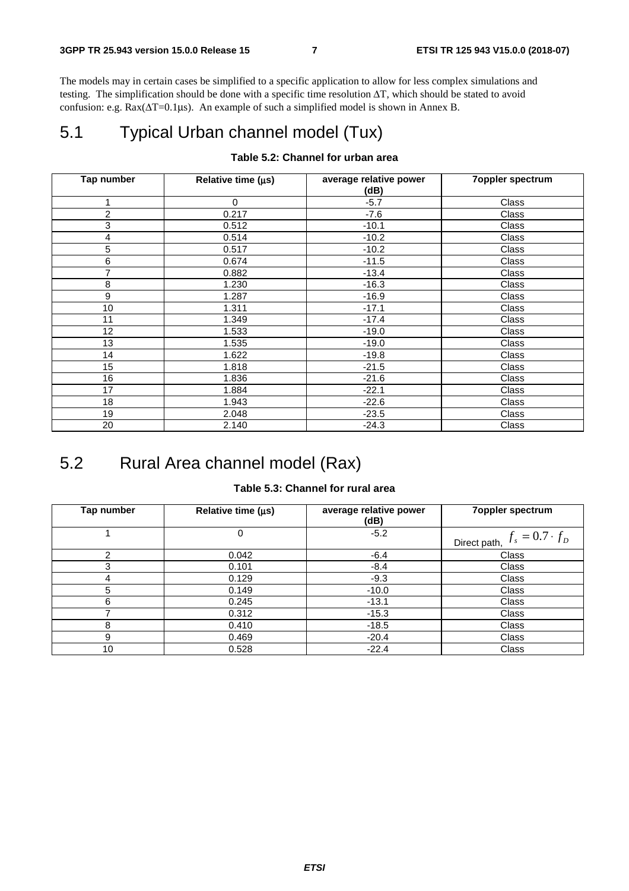The models may in certain cases be simplified to a specific application to allow for less complex simulations and testing. The simplification should be done with a specific time resolution ΔT, which should be stated to avoid confusion: e.g. Rax(ΔT=0.1μs). An example of such a simplified model is shown in Annex B.

# 5.1 Typical Urban channel model (Tux)

**Table 5.2: Channel for urban area**

| Tap number | Relative time (μs) | average relative power (dB) | 7oppler spectrum |
|---|---|---|---|
| 1 | 0 | -5.7 | Class |
| 2 | 0.217 | -7.6 | Class |
| 3 | 0.512 | -10.1 | Class |
| 4 | 0.514 | -10.2 | Class |
| 5 | 0.517 | -10.2 | Class |
| 6 | 0.674 | -11.5 | Class |
| 7 | 0.882 | -13.4 | Class |
| 8 | 1.230 | -16.3 | Class |
| 9 | 1.287 | -16.9 | Class |
| 10 | 1.311 | -17.1 | Class |
| 11 | 1.349 | -17.4 | Class |
| 12 | 1.533 | -19.0 | Class |
| 13 | 1.535 | -19.0 | Class |
| 14 | 1.622 | -19.8 | Class |
| 15 | 1.818 | -21.5 | Class |
| 16 | 1.836 | -21.6 | Class |
| 17 | 1.884 | -22.1 | Class |
| 18 | 1.943 | -22.6 | Class |
| 19 | 2.048 | -23.5 | Class |
| 20 | 2.140 | -24.3 | Class |

# 5.2 Rural Area channel model (Rax)

**Table 5.3: Channel for rural area**

| Tap number | Relative time (μs) | average relative power (dB) | 7oppler spectrum |
|---|---|---|---|
| 1 | 0 | -5.2 | Direct path, $f_s = 0.7 \cdot f_D$ |
| 2 | 0.042 | -6.4 | Class |
| 3 | 0.101 | -8.4 | Class |
| 4 | 0.129 | -9.3 | Class |
| 5 | 0.149 | -10.0 | Class |
| 6 | 0.245 | -13.1 | Class |
| 7 | 0.312 | -15.3 | Class |
| 8 | 0.410 | -18.5 | Class |
| 9 | 0.469 | -20.4 | Class |
| 10 | 0.528 | -22.4 | Class |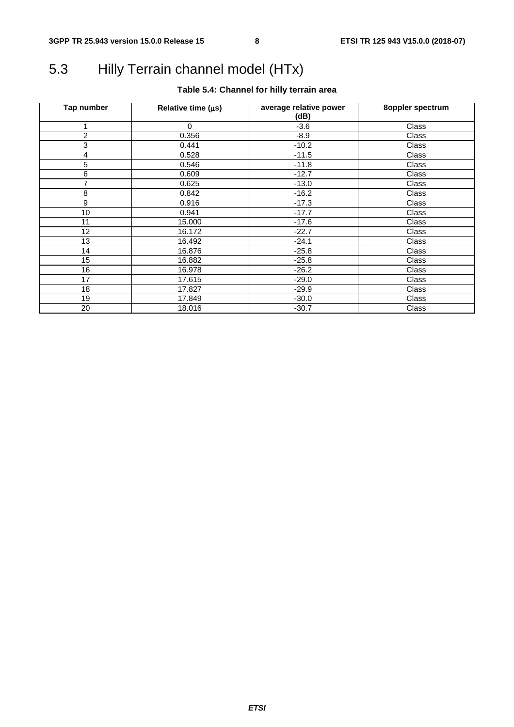# 5.3 Hilly Terrain channel model (HTx)

**Table 5.4: Channel for hilly terrain area**

| Tap number | Relative time (μs) | average relative power (dB) | 8oppler spectrum |
|---|---|---|---|
| 1 | 0 | -3.6 | Class |
| 2 | 0.356 | -8.9 | Class |
| 3 | 0.441 | -10.2 | Class |
| 4 | 0.528 | -11.5 | Class |
| 5 | 0.546 | -11.8 | Class |
| 6 | 0.609 | -12.7 | Class |
| 7 | 0.625 | -13.0 | Class |
| 8 | 0.842 | -16.2 | Class |
| 9 | 0.916 | -17.3 | Class |
| 10 | 0.941 | -17.7 | Class |
| 11 | 15.000 | -17.6 | Class |
| 12 | 16.172 | -22.7 | Class |
| 13 | 16.492 | -24.1 | Class |
| 14 | 16.876 | -25.8 | Class |
| 15 | 16.882 | -25.8 | Class |
| 16 | 16.978 | -26.2 | Class |
| 17 | 17.615 | -29.0 | Class |
| 18 | 17.827 | -29.9 | Class |
| 19 | 17.849 | -30.0 | Class |
| 20 | 18.016 | -30.7 | Class |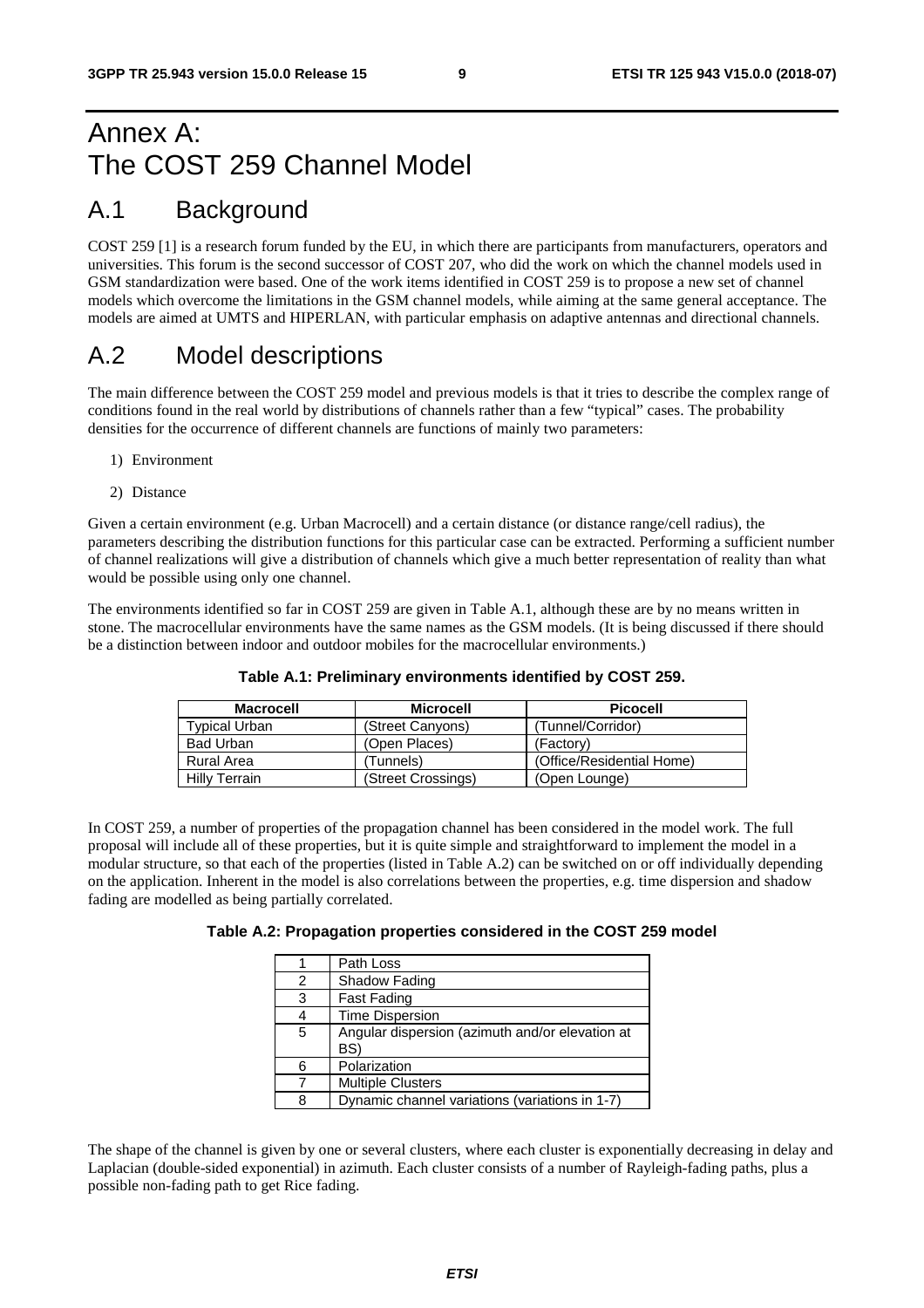# Annex A: The COST 259 Channel Model

## A.1 Background

COST 259 [1] is a research forum funded by the EU, in which there are participants from manufacturers, operators and universities. This forum is the second successor of COST 207, who did the work on which the channel models used in GSM standardization were based. One of the work items identified in COST 259 is to propose a new set of channel models which overcome the limitations in the GSM channel models, while aiming at the same general acceptance. The models are aimed at UMTS and HIPERLAN, with particular emphasis on adaptive antennas and directional channels.

## A.2 Model descriptions

The main difference between the COST 259 model and previous models is that it tries to describe the complex range of conditions found in the real world by distributions of channels rather than a few "typical" cases. The probability densities for the occurrence of different channels are functions of mainly two parameters:

1) Environment
2) Distance

Given a certain environment (e.g. Urban Macrocell) and a certain distance (or distance range/cell radius), the parameters describing the distribution functions for this particular case can be extracted. Performing a sufficient number of channel realizations will give a distribution of channels which give a much better representation of reality than what would be possible using only one channel.

The environments identified so far in COST 259 are given in Table A.1, although these are by no means written in stone. The macrocellular environments have the same names as the GSM models. (It is being discussed if there should be a distinction between indoor and outdoor mobiles for the macrocellular environments.)

**Table A.1: Preliminary environments identified by COST 259.**

| Macrocell | Microcell | Picocell |
|---|---|---|
| Typical Urban | (Street Canyons) | (Tunnel/Corridor) |
| Bad Urban | (Open Places) | (Factory) |
| Rural Area | (Tunnels) | (Office/Residential Home) |
| Hilly Terrain | (Street Crossings) | (Open Lounge) |

In COST 259, a number of properties of the propagation channel has been considered in the model work. The full proposal will include all of these properties, but it is quite simple and straightforward to implement the model in a modular structure, so that each of the properties (listed in Table A.2) can be switched on or off individually depending on the application. Inherent in the model is also correlations between the properties, e.g. time dispersion and shadow fading are modelled as being partially correlated.

**Table A.2: Propagation properties considered in the COST 259 model**

| | |
|---|---|
| 1 | Path Loss |
| 2 | Shadow Fading |
| 3 | Fast Fading |
| 4 | Time Dispersion |
| 5 | Angular dispersion (azimuth and/or elevation at BS) |
| 6 | Polarization |
| 7 | Multiple Clusters |
| 8 | Dynamic channel variations (variations in 1-7) |

The shape of the channel is given by one or several clusters, where each cluster is exponentially decreasing in delay and Laplacian (double-sided exponential) in azimuth. Each cluster consists of a number of Rayleigh-fading paths, plus a possible non-fading path to get Rice fading.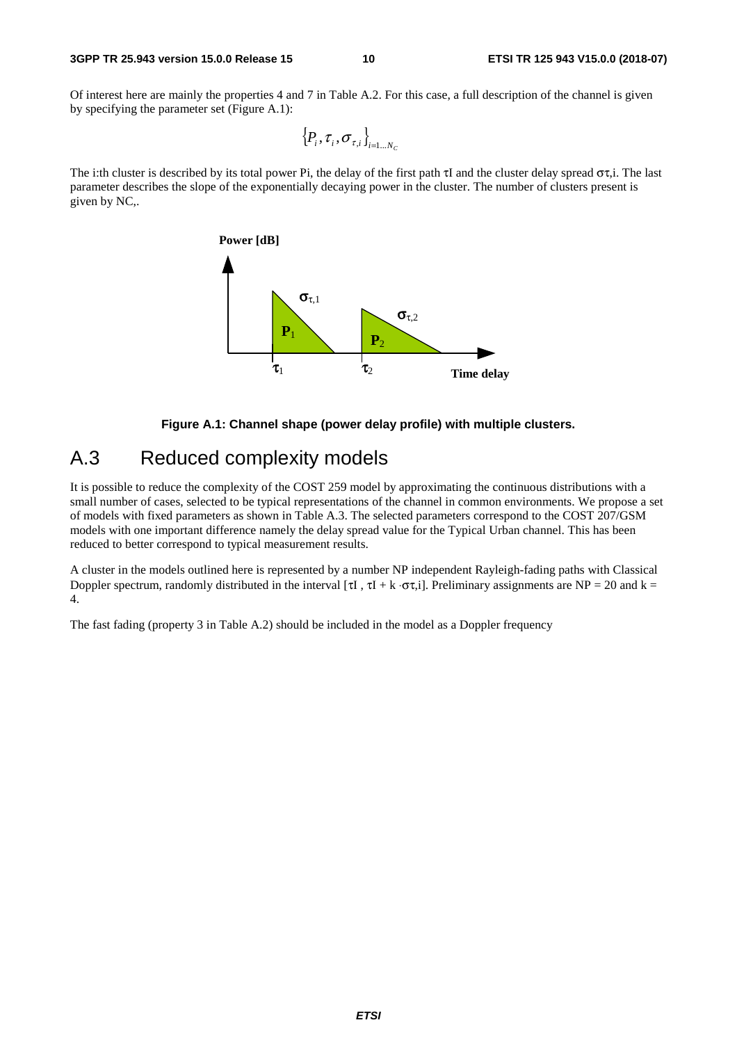Of interest here are mainly the properties 4 and 7 in Table A.2. For this case, a full description of the channel is given by specifying the parameter set (Figure A.1):

$$\{P_i, \tau_i, \sigma_{\tau,i}\}_{i=1\ldots N_C}$$

The i:th cluster is described by its total power Pi, the delay of the first path τI and the cluster delay spread στ,i. The last parameter describes the slope of the exponentially decaying power in the cluster. The number of clusters present is given by NC,.

**Figure A.1: Channel shape (power delay profile) with multiple clusters.**

## A.3 Reduced complexity models

It is possible to reduce the complexity of the COST 259 model by approximating the continuous distributions with a small number of cases, selected to be typical representations of the channel in common environments. We propose a set of models with fixed parameters as shown in Table A.3. The selected parameters correspond to the COST 207/GSM models with one important difference namely the delay spread value for the Typical Urban channel. This has been reduced to better correspond to typical measurement results.

A cluster in the models outlined here is represented by a number NP independent Rayleigh-fading paths with Classical Doppler spectrum, randomly distributed in the interval [τI , τI + k ·στ,i]. Preliminary assignments are NP = 20 and k = 4.

The fast fading (property 3 in Table A.2) should be included in the model as a Doppler frequency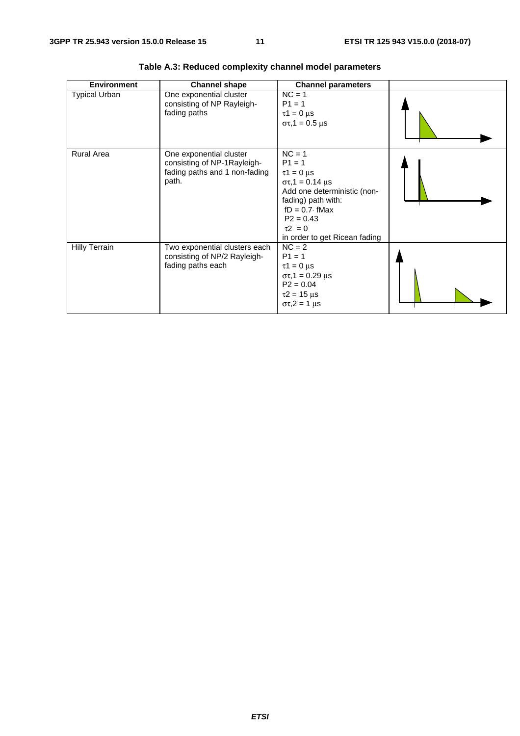**Table A.3: Reduced complexity channel model parameters**

| Environment | Channel shape | Channel parameters | |
|---|---|---|---|
| Typical Urban | One exponential cluster consisting of NP Rayleigh-fading paths | $NC = 1$<br>$P1 = 1$<br>$\tau 1 = 0$ µs<br>$\sigma\tau,1 = 0.5$ µs | |
| Rural Area | One exponential cluster consisting of NP-1Rayleigh-fading paths and 1 non-fading path. | $NC = 1$<br>$P1 = 1$<br>$\tau 1 = 0$ µs<br>$\sigma\tau,1 = 0.14$ µs<br>Add one deterministic (non-fading) path with:<br>$fD = 0.7 \cdot fMax$<br>$P2 = 0.43$<br>$\tau 2 = 0$<br>in order to get Ricean fading | |
| Hilly Terrain | Two exponential clusters each consisting of NP/2 Rayleigh-fading paths each | $NC = 2$<br>$P1 = 1$<br>$\tau 1 = 0$ µs<br>$\sigma\tau,1 = 0.29$ µs<br>$P2 = 0.04$<br>$\tau 2 = 15$ µs<br>$\sigma\tau,2 = 1$ µs | |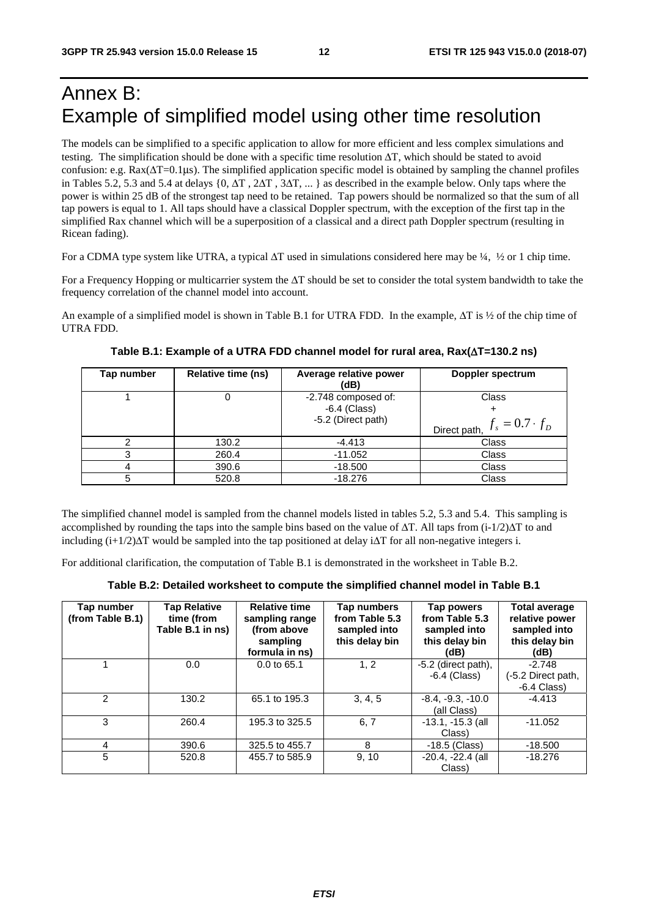# Annex B: Example of simplified model using other time resolution

The models can be simplified to a specific application to allow for more efficient and less complex simulations and testing. The simplification should be done with a specific time resolution ΔT, which should be stated to avoid confusion: e.g. Rax(ΔT=0.1μs). The simplified application specific model is obtained by sampling the channel profiles in Tables 5.2, 5.3 and 5.4 at delays {0, ΔT , 2ΔT , 3ΔT, ... } as described in the example below. Only taps where the power is within 25 dB of the strongest tap need to be retained. Tap powers should be normalized so that the sum of all tap powers is equal to 1. All taps should have a classical Doppler spectrum, with the exception of the first tap in the simplified Rax channel which will be a superposition of a classical and a direct path Doppler spectrum (resulting in Ricean fading).

For a CDMA type system like UTRA, a typical ΔT used in simulations considered here may be ¼, ½ or 1 chip time.

For a Frequency Hopping or multicarrier system the ΔT should be set to consider the total system bandwidth to take the frequency correlation of the channel model into account.

An example of a simplified model is shown in Table B.1 for UTRA FDD. In the example, ΔT is ½ of the chip time of UTRA FDD.

**Table B.1: Example of a UTRA FDD channel model for rural area, Rax(ΔT=130.2 ns)**

| Tap number | Relative time (ns) | Average relative power (dB) | Doppler spectrum |
|---|---|---|---|
| 1 | 0 | -2.748 composed of:<br>-6.4 (Class)<br>-5.2 (Direct path) | Class<br>+<br>Direct path, $f_s = 0.7 \cdot f_D$ |
| 2 | 130.2 | -4.413 | Class |
| 3 | 260.4 | -11.052 | Class |
| 4 | 390.6 | -18.500 | Class |
| 5 | 520.8 | -18.276 | Class |

The simplified channel model is sampled from the channel models listed in tables 5.2, 5.3 and 5.4. This sampling is accomplished by rounding the taps into the sample bins based on the value of ΔT. All taps from (i-1/2)ΔT to and including (i+1/2)ΔT would be sampled into the tap positioned at delay iΔT for all non-negative integers i.

For additional clarification, the computation of Table B.1 is demonstrated in the worksheet in Table B.2.

**Table B.2: Detailed worksheet to compute the simplified channel model in Table B.1**

| Tap number (from Table B.1) | Tap Relative time (from Table B.1 in ns) | Relative time sampling range (from above sampling formula in ns) | Tap numbers from Table 5.3 sampled into this delay bin | Tap powers from Table 5.3 sampled into this delay bin (dB) | Total average relative power sampled into this delay bin (dB) |
|---|---|---|---|---|---|
| 1 | 0.0 | 0.0 to 65.1 | 1, 2 | -5.2 (direct path), -6.4 (Class) | -2.748 (-5.2 Direct path, -6.4 Class) |
| 2 | 130.2 | 65.1 to 195.3 | 3, 4, 5 | -8.4, -9.3, -10.0 (all Class) | -4.413 |
| 3 | 260.4 | 195.3 to 325.5 | 6, 7 | -13.1, -15.3 (all Class) | -11.052 |
| 4 | 390.6 | 325.5 to 455.7 | 8 | -18.5 (Class) | -18.500 |
| 5 | 520.8 | 455.7 to 585.9 | 9, 10 | -20.4, -22.4 (all Class) | -18.276 |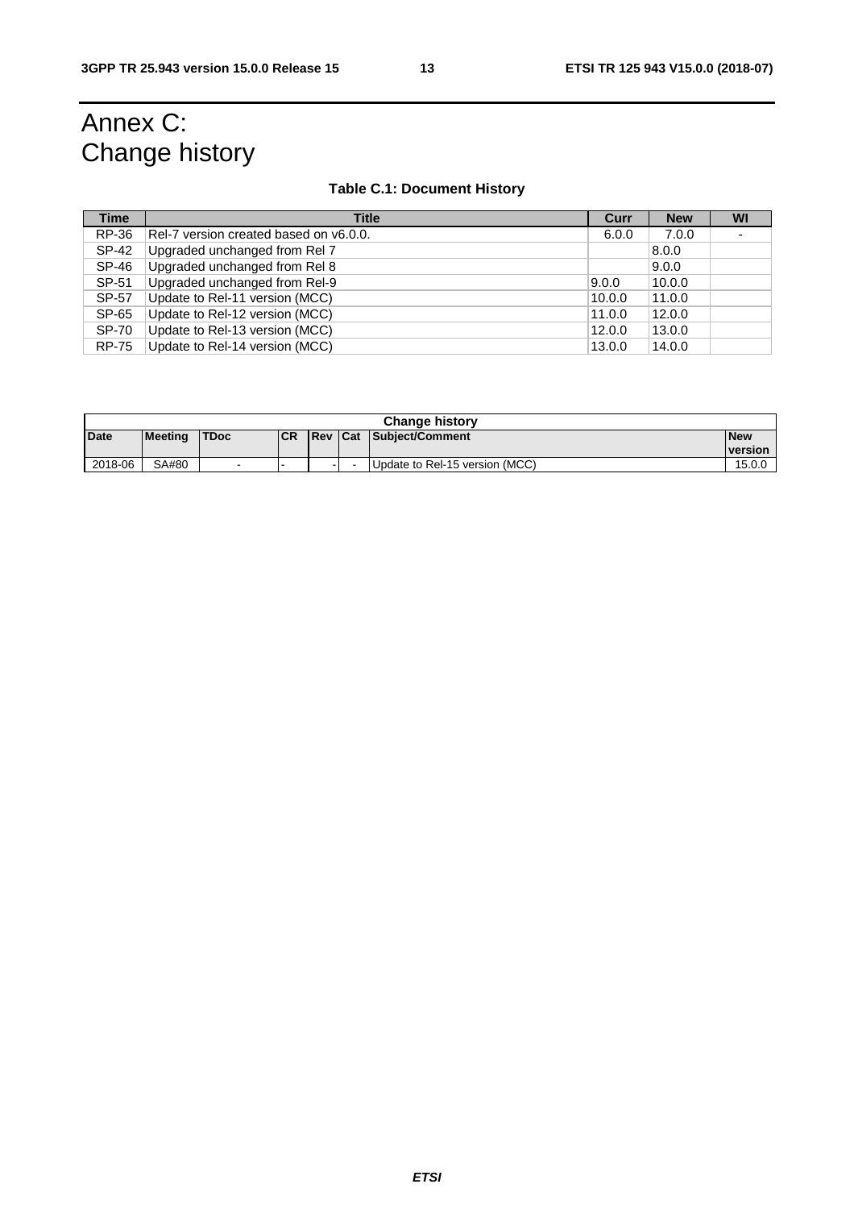# Annex C: Change history

**Table C.1: Document History**

| Time | Title | Curr | New | WI |
|---|---|---|---|---|
| RP-36 | Rel-7 version created based on v6.0.0. | 6.0.0 | 7.0.0 | - |
| SP-42 | Upgraded unchanged from Rel 7 | | 8.0.0 | |
| SP-46 | Upgraded unchanged from Rel 8 | | 9.0.0 | |
| SP-51 | Upgraded unchanged from Rel-9 | 9.0.0 | 10.0.0 | |
| SP-57 | Update to Rel-11 version (MCC) | 10.0.0 | 11.0.0 | |
| SP-65 | Update to Rel-12 version (MCC) | 11.0.0 | 12.0.0 | |
| SP-70 | Update to Rel-13 version (MCC) | 12.0.0 | 13.0.0 | |
| RP-75 | Update to Rel-14 version (MCC) | 13.0.0 | 14.0.0 | |

| Change history | | | | | | | |
|---|---|---|---|---|---|---|---|
| **Date** | **Meeting** | **TDoc** | **CR** | **Rev** | **Cat** | **Subject/Comment** | **New version** |
| 2018-06 | SA#80 | - | - | - | - | Update to Rel-15 version (MCC) | 15.0.0 |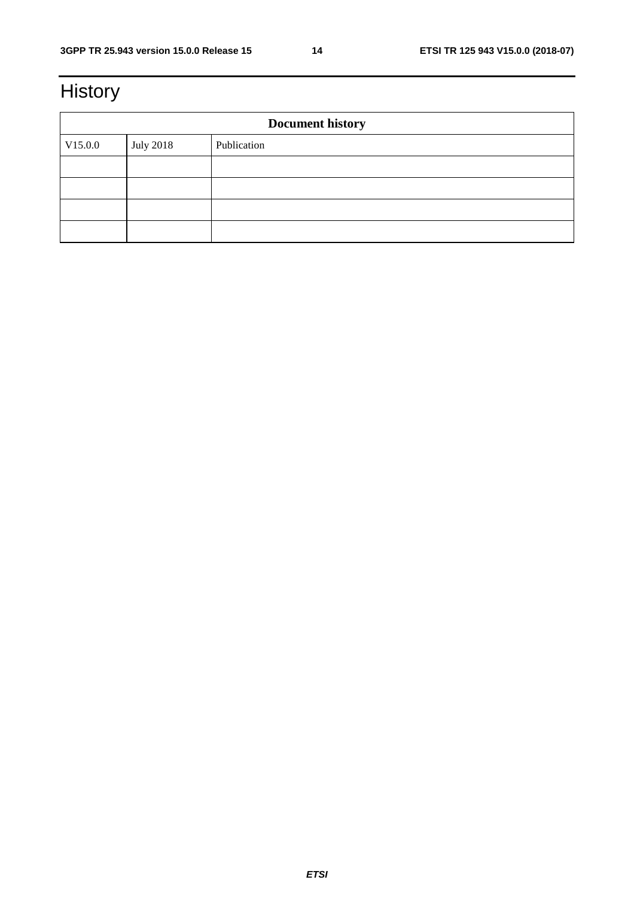# History

| Document history | | |
|---|---|---|
| V15.0.0 | July 2018 | Publication |
| | | |
| | | |
| | | |
| | | |